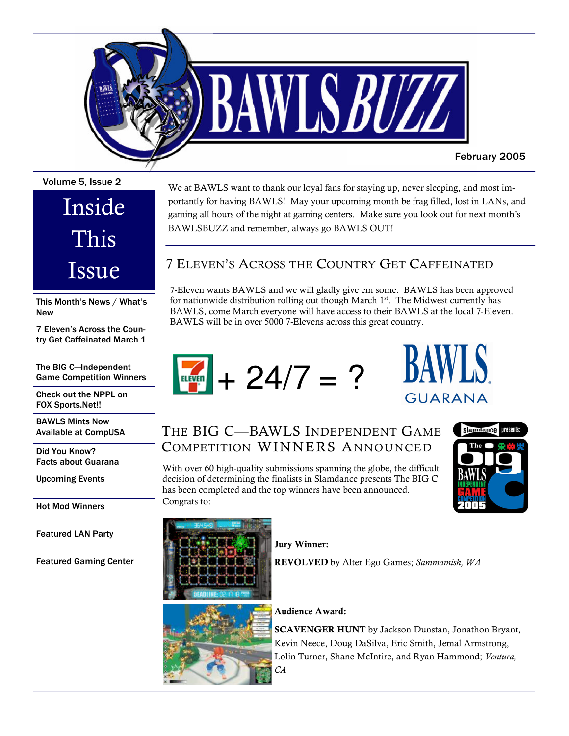# BAWLS BUZZ

February 2005

Volume 5, Issue 2

## Inside This Issue

- This Month's News / What's New
- 7 Eleven's Across the Country Get Caffeinated March 1
- The BIG C—Independent Game Competition Winners
- Check out the NPPL on FOX Sports.Net!!
- BAWLS Mints Now Available at CompUSA
- Did You Know? Facts about Guarana
- Upcoming Events
- Hot Mod Winners
- Featured LAN Party
- Featured Gaming Center

We at BAWLS want to thank our loyal fans for staying up, never sleeping, and most importantly for having BAWLS! May your upcoming month be frag filled, lost in LANs, and gaming all hours of the night at gaming centers. Make sure you look out for next month's BAWLSBUZZ and remember, always go BAWLS OUT!

## 7 Eleven's Across the Country Get Caffeinated

7-Eleven wants BAWLS and we will gladly give em some. BAWLS has been approved for nationwide distribution rolling out though March 1st. The Midwest currently has BAWLS, come March everyone will have access to their BAWLS at the local 7-Eleven. BAWLS will be in over 5000 7-Elevens across this great country.

7-ELEVEN + 24/7 = ? BAWLS GUARANA

## The BIG C—BAWLS Independent Game Competition WINNERS Announced

With over 60 high-quality submissions spanning the globe, the difficult decision of determining the finalists in Slamdance presents The BIG C has been completed and the top winners have been announced. Congrats to:

**Jury Winner:**

**REVOLVED** by Alter Ego Games; *Sammamish, WA*

**Audience Award:**

**SCAVENGER HUNT** by Jackson Dunstan, Jonathon Bryant, Kevin Neece, Doug DaSilva, Eric Smith, Jemal Armstrong, Lolin Turner, Shane McIntire, and Ryan Hammond; *Ventura, CA*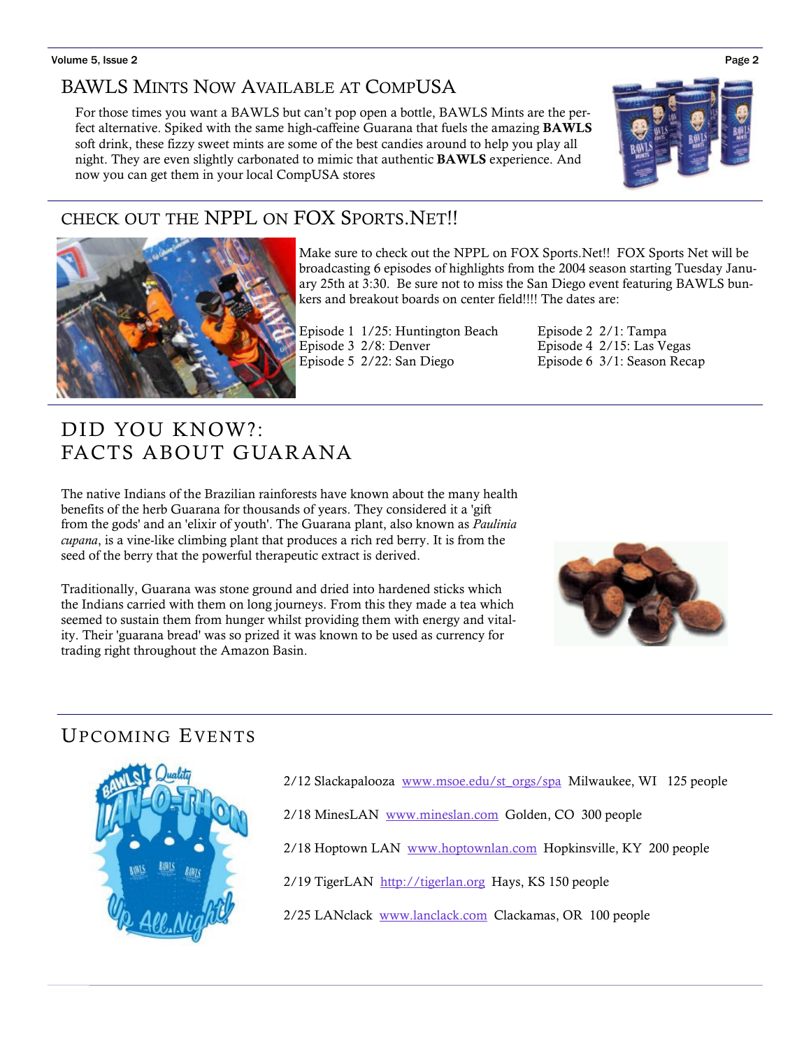## BAWLS Mints Now Available at CompUSA

For those times you want a BAWLS but can't pop open a bottle, BAWLS Mints are the perfect alternative. Spiked with the same high-caffeine Guarana that fuels the amazing **BAWLS** soft drink, these fizzy sweet mints are some of the best candies around to help you play all night. They are even slightly carbonated to mimic that authentic **BAWLS** experience. And now you can get them in your local CompUSA stores

## Check out the NPPL on FOX Sports.Net!!

Make sure to check out the NPPL on FOX Sports.Net!! FOX Sports Net will be broadcasting 6 episodes of highlights from the 2004 season starting Tuesday January 25th at 3:30. Be sure not to miss the San Diego event featuring BAWLS bunkers and breakout boards on center field!!!! The dates are:

Episode 1 1/25: Huntington Beach
Episode 2 2/1: Tampa
Episode 3 2/8: Denver
Episode 4 2/15: Las Vegas
Episode 5 2/22: San Diego
Episode 6 3/1: Season Recap

## Did You Know?: Facts About Guarana

The native Indians of the Brazilian rainforests have known about the many health benefits of the herb Guarana for thousands of years. They considered it a 'gift from the gods' and an 'elixir of youth'. The Guarana plant, also known as *Paulinia cupana*, is a vine-like climbing plant that produces a rich red berry. It is from the seed of the berry that the powerful therapeutic extract is derived.

Traditionally, Guarana was stone ground and dried into hardened sticks which the Indians carried with them on long journeys. From this they made a tea which seemed to sustain them from hunger whilst providing them with energy and vitality. Their 'guarana bread' was so prized it was known to be used as currency for trading right throughout the Amazon Basin.

## Upcoming Events

2/12 Slackapalooza www.msoe.edu/st_orgs/spa Milwaukee, WI 125 people

2/18 MinesLAN www.mineslan.com Golden, CO 300 people

2/18 Hoptown LAN www.hoptownlan.com Hopkinsville, KY 200 people

2/19 TigerLAN http://tigerlan.org Hays, KS 150 people

2/25 LANclack www.lanclack.com Clackamas, OR 100 people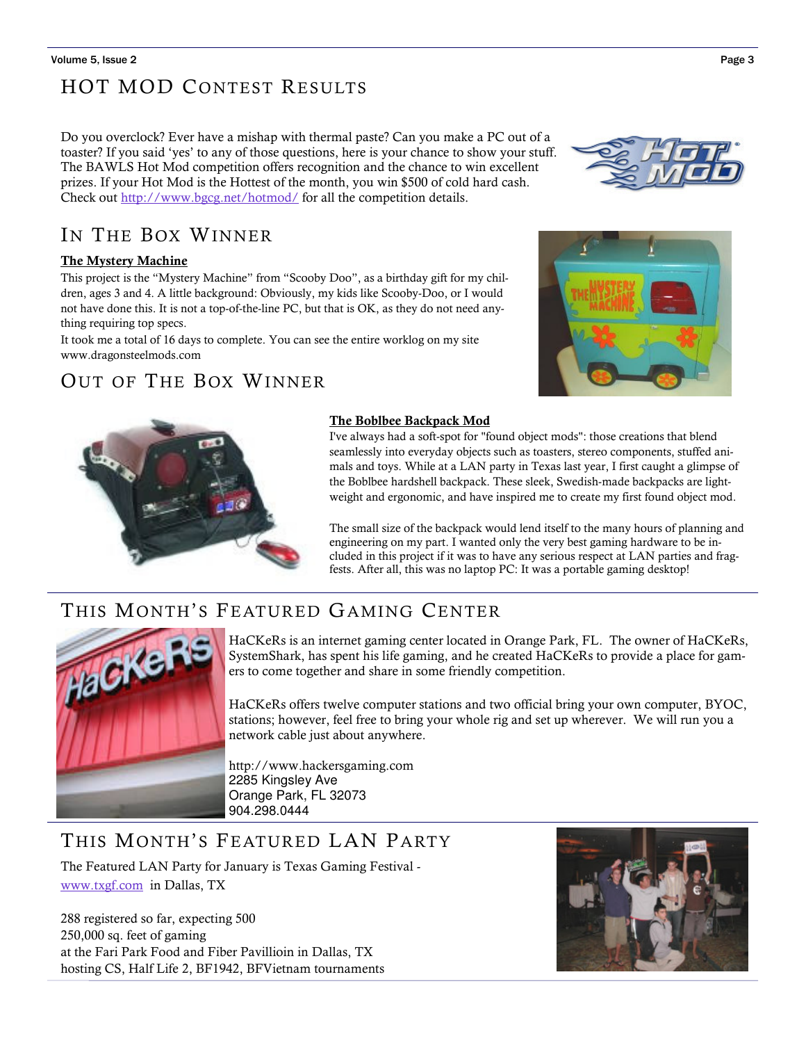# HOT MOD CONTEST RESULTS

Do you overclock? Ever have a mishap with thermal paste? Can you make a PC out of a toaster? If you said 'yes' to any of those questions, here is your chance to show your stuff. The BAWLS Hot Mod competition offers recognition and the chance to win excellent prizes. If your Hot Mod is the Hottest of the month, you win $500 of cold hard cash. Check out http://www.bgcg.net/hotmod/ for all the competition details.

## IN THE BOX WINNER

**The Mystery Machine**

This project is the "Mystery Machine" from "Scooby Doo", as a birthday gift for my children, ages 3 and 4. A little background: Obviously, my kids like Scooby-Doo, or I would not have done this. It is not a top-of-the-line PC, but that is OK, as they do not need anything requiring top specs.

It took me a total of 16 days to complete. You can see the entire worklog on my site www.dragonsteelmods.com

## OUT OF THE BOX WINNER

**The Boblbee Backpack Mod**

I've always had a soft-spot for "found object mods": those creations that blend seamlessly into everyday objects such as toasters, stereo components, stuffed animals and toys. While at a LAN party in Texas last year, I first caught a glimpse of the Boblbee hardshell backpack. These sleek, Swedish-made backpacks are lightweight and ergonomic, and have inspired me to create my first found object mod.

The small size of the backpack would lend itself to the many hours of planning and engineering on my part. I wanted only the very best gaming hardware to be included in this project if it was to have any serious respect at LAN parties and frag-fests. After all, this was no laptop PC: It was a portable gaming desktop!

# THIS MONTH'S FEATURED GAMING CENTER

HaCKeRs is an internet gaming center located in Orange Park, FL. The owner of HaCKeRs, SystemShark, has spent his life gaming, and he created HaCKeRs to provide a place for gamers to come together and share in some friendly competition.

HaCKeRs offers twelve computer stations and two official bring your own computer, BYOC, stations; however, feel free to bring your whole rig and set up wherever. We will run you a network cable just about anywhere.

http://www.hackersgaming.com
2285 Kingsley Ave
Orange Park, FL 32073
904.298.0444

# THIS MONTH'S FEATURED LAN PARTY

The Featured LAN Party for January is Texas Gaming Festival - www.txgf.com in Dallas, TX

288 registered so far, expecting 500
250,000 sq. feet of gaming
at the Fari Park Food and Fiber Pavillioin in Dallas, TX
hosting CS, Half Life 2, BF1942, BFVietnam tournaments